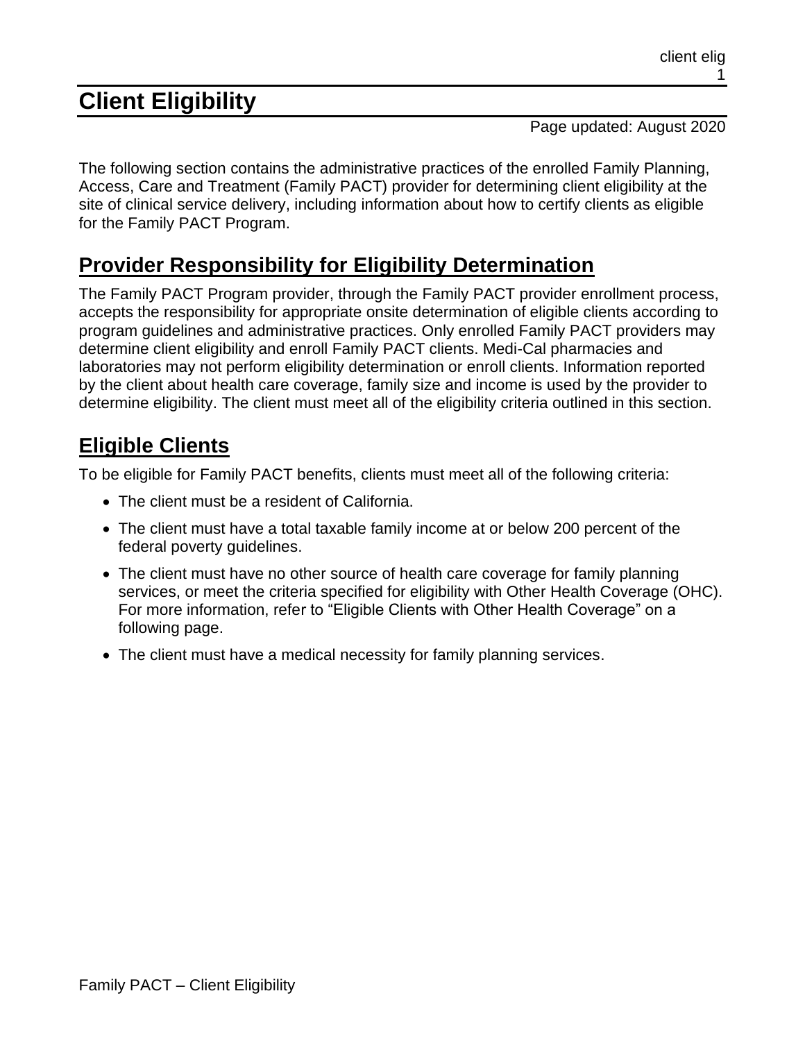# Client Elegibility

Page updated: August 2020

The following section contains the administrative practices of the enrolled Family Planning, Access, Care and Treatment (Family PACT) provider for determining client eligibility at the site of clinical service delivery, including information about how to certify clients as eligible for the Family PACT Program.

## Provider Responsibility for Eligibility Determination

The Family PACT Program provider, through the Family PACT provider enrollment process, accepts the responsibility for appropriate onsite determination of eligible clients according to program guidelines and administrative practices. Only enrolled Family PACT providers may determine client eligibility and enroll Family PACT clients. Medi-Cal pharmacies and laboratories may not perform eligibility determination or enroll clients. Information reported by the client about health care coverage, family size and income is used by the provider to determine eligibility. The client must meet all of the eligibility criteria outlined in this section.

## Eligible Clients

To be eligible for Family PACT benefits, clients must meet all of the following criteria:

- The client must be a resident of California.
- The client must have a total taxable family income at or below 200 percent of the federal poverty guidelines.
- The client must have no other source of health care coverage for family planning services, or meet the criteria specified for eligibility with Other Health Coverage (OHC). For more information, refer to "Eligible Clients with Other Health Coverage" on a following page.
- The client must have a medical necessity for family planning services.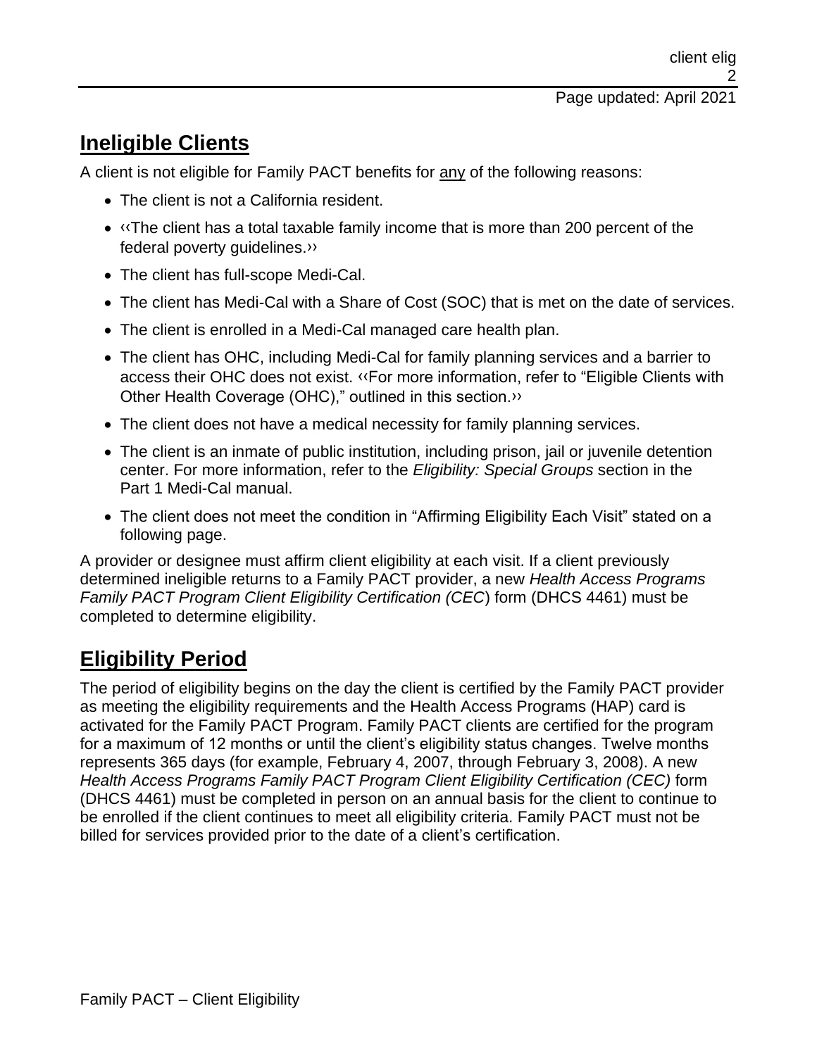## Ineligible Clients

A client is not eligible for Family PACT benefits for any of the following reasons:

- The client is not a California resident.
- ‹‹The client has a total taxable family income that is more than 200 percent of the federal poverty guidelines.››
- The client has full-scope Medi-Cal.
- The client has Medi-Cal with a Share of Cost (SOC) that is met on the date of services.
- The client is enrolled in a Medi-Cal managed care health plan.
- The client has OHC, including Medi-Cal for family planning services and a barrier to access their OHC does not exist. ‹‹For more information, refer to "Eligible Clients with Other Health Coverage (OHC)," outlined in this section.››
- The client does not have a medical necessity for family planning services.
- The client is an inmate of public institution, including prison, jail or juvenile detention center. For more information, refer to the *Eligibility: Special Groups* section in the Part 1 Medi-Cal manual.
- The client does not meet the condition in "Affirming Eligibility Each Visit" stated on a following page.

A provider or designee must affirm client eligibility at each visit. If a client previously determined ineligible returns to a Family PACT provider, a new *Health Access Programs Family PACT Program Client Eligibility Certification (CEC*) form (DHCS 4461) must be completed to determine eligibility.

## Eligibility Period

The period of eligibility begins on the day the client is certified by the Family PACT provider as meeting the eligibility requirements and the Health Access Programs (HAP) card is activated for the Family PACT Program. Family PACT clients are certified for the program for a maximum of 12 months or until the client's eligibility status changes. Twelve months represents 365 days (for example, February 4, 2007, through February 3, 2008). A new *Health Access Programs Family PACT Program Client Eligibility Certification (CEC)* form (DHCS 4461) must be completed in person on an annual basis for the client to continue to be enrolled if the client continues to meet all eligibility criteria. Family PACT must not be billed for services provided prior to the date of a client's certification.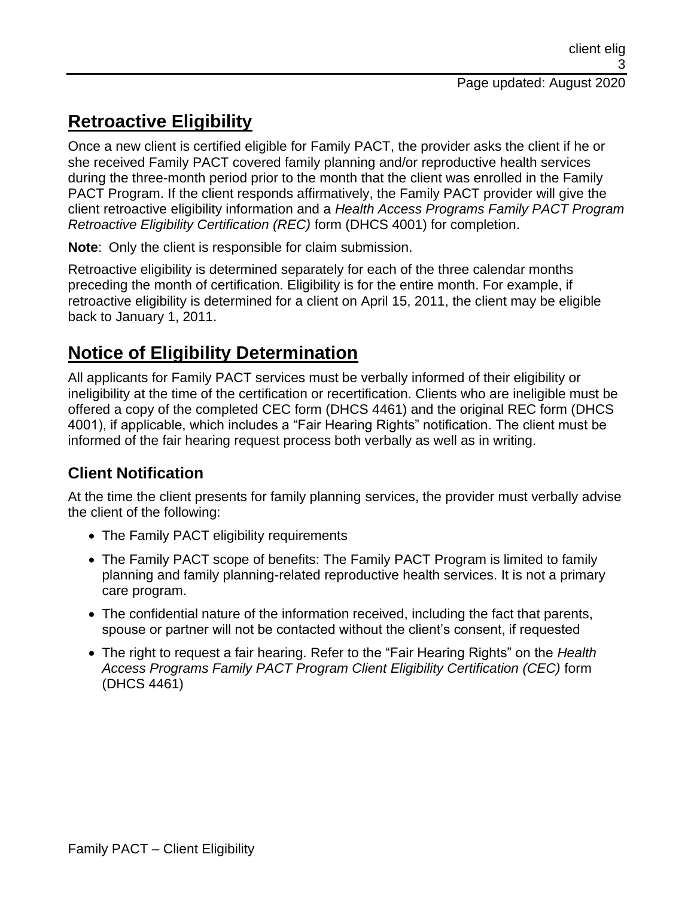## Retroactive Eligibility

Once a new client is certified eligible for Family PACT, the provider asks the client if he or she received Family PACT covered family planning and/or reproductive health services during the three-month period prior to the month that the client was enrolled in the Family PACT Program. If the client responds affirmatively, the Family PACT provider will give the client retroactive eligibility information and a *Health Access Programs Family PACT Program Retroactive Eligibility Certification (REC)* form (DHCS 4001) for completion.

**Note**: Only the client is responsible for claim submission.

Retroactive eligibility is determined separately for each of the three calendar months preceding the month of certification. Eligibility is for the entire month. For example, if retroactive eligibility is determined for a client on April 15, 2011, the client may be eligible back to January 1, 2011.

## Notice of Eligibility Determination

All applicants for Family PACT services must be verbally informed of their eligibility or ineligibility at the time of the certification or recertification. Clients who are ineligible must be offered a copy of the completed CEC form (DHCS 4461) and the original REC form (DHCS 4001), if applicable, which includes a "Fair Hearing Rights" notification. The client must be informed of the fair hearing request process both verbally as well as in writing.

### Client Notification

At the time the client presents for family planning services, the provider must verbally advise the client of the following:

- The Family PACT eligibility requirements
- The Family PACT scope of benefits: The Family PACT Program is limited to family planning and family planning-related reproductive health services. It is not a primary care program.
- The confidential nature of the information received, including the fact that parents, spouse or partner will not be contacted without the client's consent, if requested
- The right to request a fair hearing. Refer to the "Fair Hearing Rights" on the *Health Access Programs Family PACT Program Client Eligibility Certification (CEC)* form (DHCS 4461)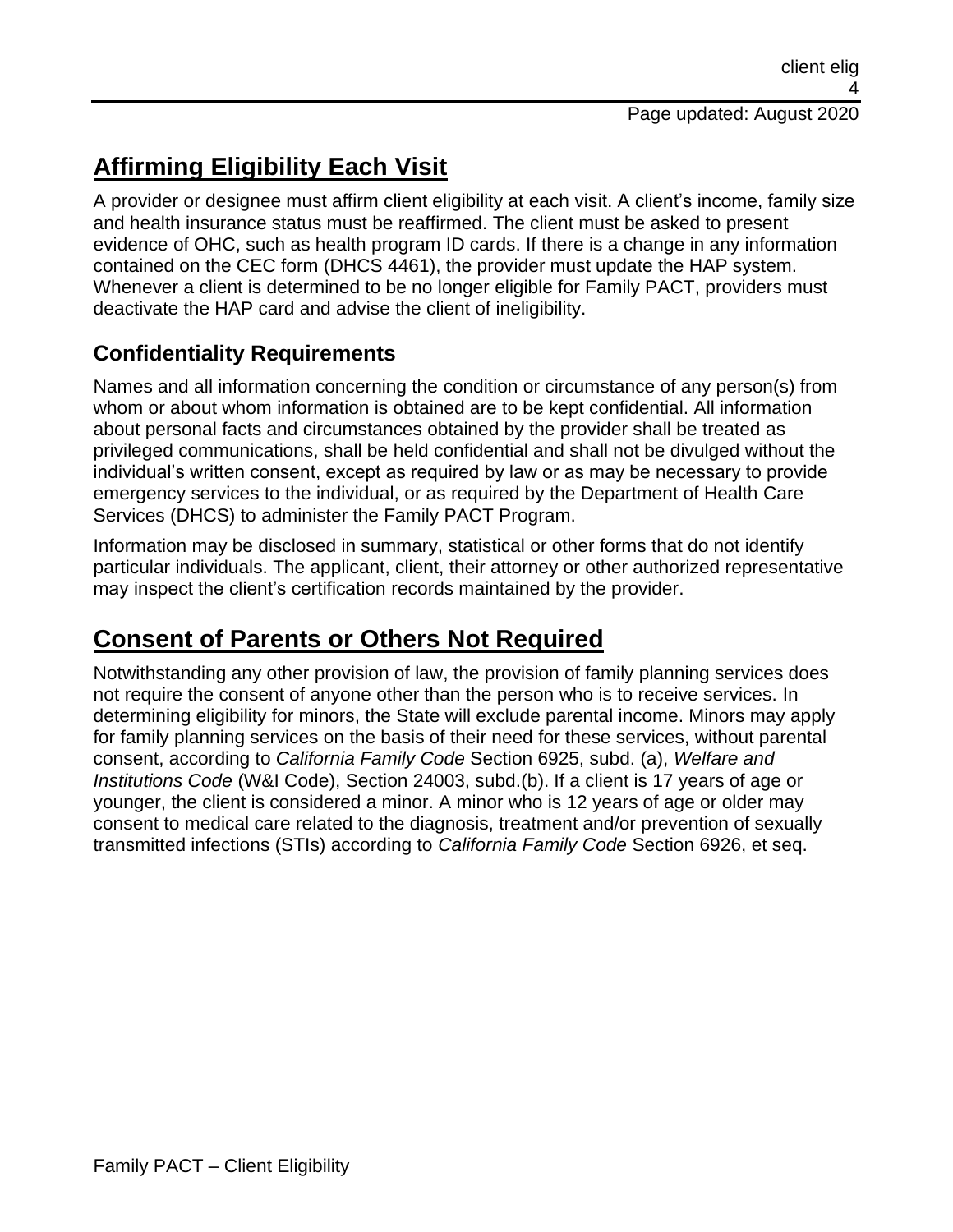## Affirming Eligibility Each Visit

A provider or designee must affirm client eligibility at each visit. A client's income, family size and health insurance status must be reaffirmed. The client must be asked to present evidence of OHC, such as health program ID cards. If there is a change in any information contained on the CEC form (DHCS 4461), the provider must update the HAP system. Whenever a client is determined to be no longer eligible for Family PACT, providers must deactivate the HAP card and advise the client of ineligibility.

### Confidentiality Requirements

Names and all information concerning the condition or circumstance of any person(s) from whom or about whom information is obtained are to be kept confidential. All information about personal facts and circumstances obtained by the provider shall be treated as privileged communications, shall be held confidential and shall not be divulged without the individual's written consent, except as required by law or as may be necessary to provide emergency services to the individual, or as required by the Department of Health Care Services (DHCS) to administer the Family PACT Program.

Information may be disclosed in summary, statistical or other forms that do not identify particular individuals. The applicant, client, their attorney or other authorized representative may inspect the client's certification records maintained by the provider.

## Consent of Parents or Others Not Required

Notwithstanding any other provision of law, the provision of family planning services does not require the consent of anyone other than the person who is to receive services. In determining eligibility for minors, the State will exclude parental income. Minors may apply for family planning services on the basis of their need for these services, without parental consent, according to *California Family Code* Section 6925, subd. (a), *Welfare and Institutions Code* (W&I Code), Section 24003, subd.(b). If a client is 17 years of age or younger, the client is considered a minor. A minor who is 12 years of age or older may consent to medical care related to the diagnosis, treatment and/or prevention of sexually transmitted infections (STIs) according to *California Family Code* Section 6926, et seq.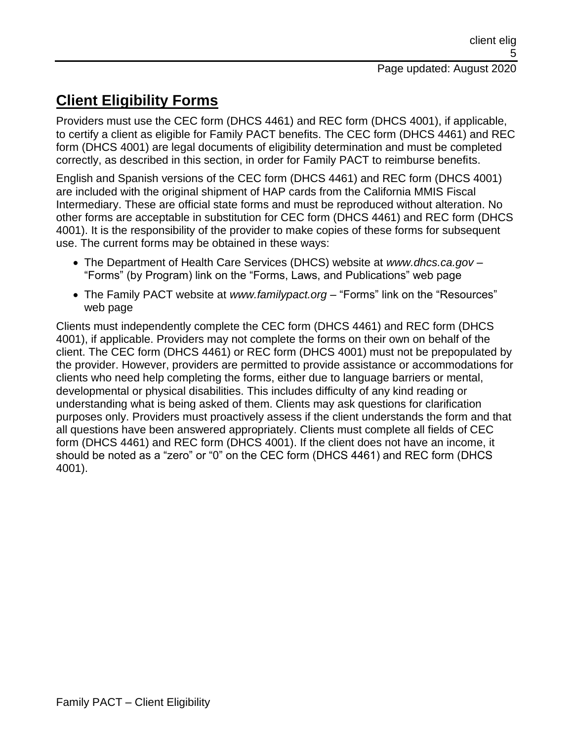## Client Eligibility Forms

Providers must use the CEC form (DHCS 4461) and REC form (DHCS 4001), if applicable, to certify a client as eligible for Family PACT benefits. The CEC form (DHCS 4461) and REC form (DHCS 4001) are legal documents of eligibility determination and must be completed correctly, as described in this section, in order for Family PACT to reimburse benefits.

English and Spanish versions of the CEC form (DHCS 4461) and REC form (DHCS 4001) are included with the original shipment of HAP cards from the California MMIS Fiscal Intermediary. These are official state forms and must be reproduced without alteration. No other forms are acceptable in substitution for CEC form (DHCS 4461) and REC form (DHCS 4001). It is the responsibility of the provider to make copies of these forms for subsequent use. The current forms may be obtained in these ways:

- The Department of Health Care Services (DHCS) website at *www.dhcs.ca.gov* – "Forms" (by Program) link on the "Forms, Laws, and Publications" web page
- The Family PACT website at *www.familypact.org* – "Forms" link on the "Resources" web page

Clients must independently complete the CEC form (DHCS 4461) and REC form (DHCS 4001), if applicable. Providers may not complete the forms on their own on behalf of the client. The CEC form (DHCS 4461) or REC form (DHCS 4001) must not be prepopulated by the provider. However, providers are permitted to provide assistance or accommodations for clients who need help completing the forms, either due to language barriers or mental, developmental or physical disabilities. This includes difficulty of any kind reading or understanding what is being asked of them. Clients may ask questions for clarification purposes only. Providers must proactively assess if the client understands the form and that all questions have been answered appropriately. Clients must complete all fields of CEC form (DHCS 4461) and REC form (DHCS 4001). If the client does not have an income, it should be noted as a "zero" or "0" on the CEC form (DHCS 4461) and REC form (DHCS 4001).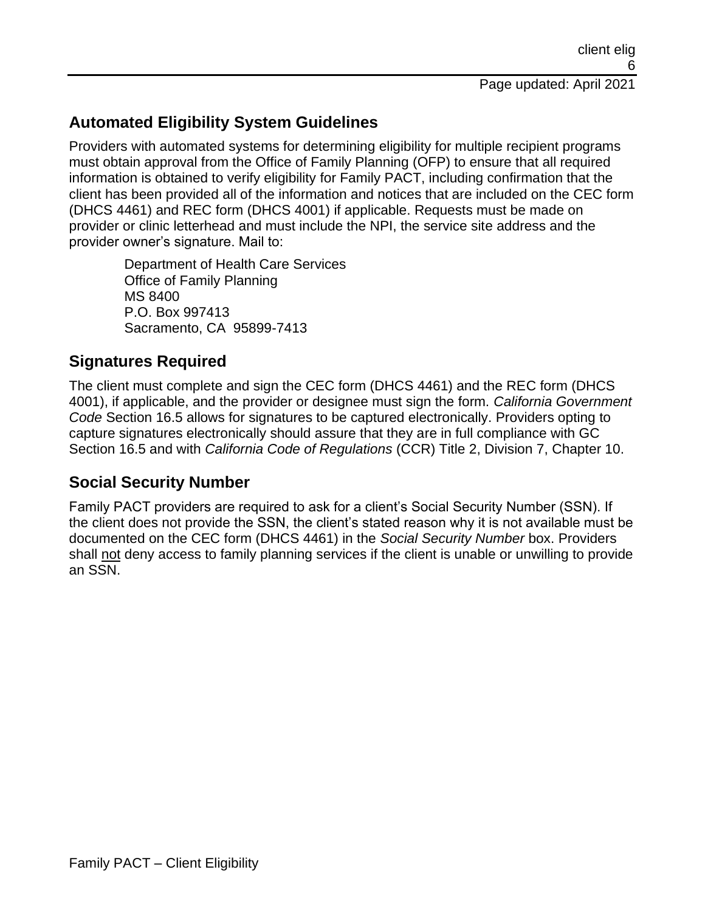## Automated Eligibility System Guidelines

Providers with automated systems for determining eligibility for multiple recipient programs must obtain approval from the Office of Family Planning (OFP) to ensure that all required information is obtained to verify eligibility for Family PACT, including confirmation that the client has been provided all of the information and notices that are included on the CEC form (DHCS 4461) and REC form (DHCS 4001) if applicable. Requests must be made on provider or clinic letterhead and must include the NPI, the service site address and the provider owner's signature. Mail to:

> Department of Health Care Services
> Office of Family Planning
> MS 8400
> P.O. Box 997413
> Sacramento, CA 95899-7413

## Signatures Required

The client must complete and sign the CEC form (DHCS 4461) and the REC form (DHCS 4001), if applicable, and the provider or designee must sign the form. *California Government Code* Section 16.5 allows for signatures to be captured electronically. Providers opting to capture signatures electronically should assure that they are in full compliance with GC Section 16.5 and with *California Code of Regulations* (CCR) Title 2, Division 7, Chapter 10.

## Social Security Number

Family PACT providers are required to ask for a client's Social Security Number (SSN). If the client does not provide the SSN, the client's stated reason why it is not available must be documented on the CEC form (DHCS 4461) in the *Social Security Number* box. Providers shall <u>not</u> deny access to family planning services if the client is unable or unwilling to provide an SSN.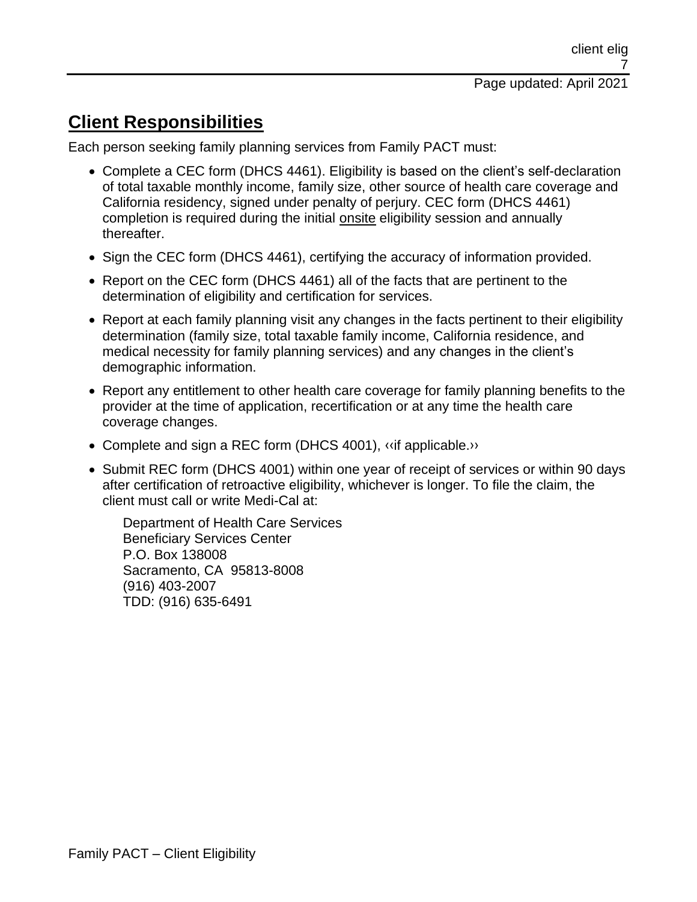## Client Responsibilities

Each person seeking family planning services from Family PACT must:

- Complete a CEC form (DHCS 4461). Eligibility is based on the client's self-declaration of total taxable monthly income, family size, other source of health care coverage and California residency, signed under penalty of perjury. CEC form (DHCS 4461) completion is required during the initial onsite eligibility session and annually thereafter.
- Sign the CEC form (DHCS 4461), certifying the accuracy of information provided.
- Report on the CEC form (DHCS 4461) all of the facts that are pertinent to the determination of eligibility and certification for services.
- Report at each family planning visit any changes in the facts pertinent to their eligibility determination (family size, total taxable family income, California residence, and medical necessity for family planning services) and any changes in the client's demographic information.
- Report any entitlement to other health care coverage for family planning benefits to the provider at the time of application, recertification or at any time the health care coverage changes.
- Complete and sign a REC form (DHCS 4001), ‹‹if applicable.››
- Submit REC form (DHCS 4001) within one year of receipt of services or within 90 days after certification of retroactive eligibility, whichever is longer. To file the claim, the client must call or write Medi-Cal at:

  Department of Health Care Services
  Beneficiary Services Center
  P.O. Box 138008
  Sacramento, CA 95813-8008
  (916) 403-2007
  TDD: (916) 635-6491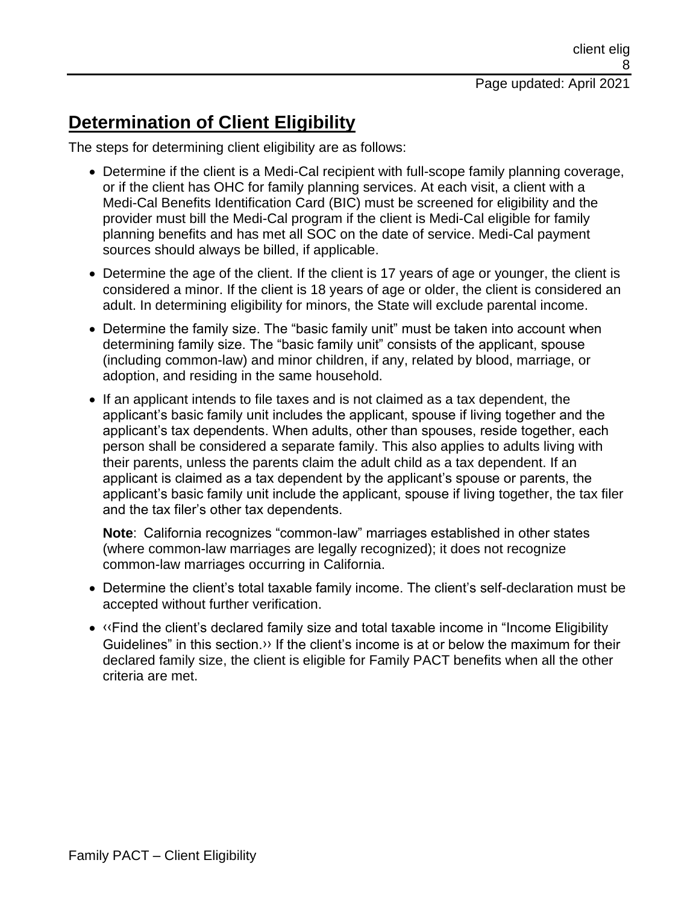## Determination of Client Eligibility

The steps for determining client eligibility are as follows:

- Determine if the client is a Medi-Cal recipient with full-scope family planning coverage, or if the client has OHC for family planning services. At each visit, a client with a Medi-Cal Benefits Identification Card (BIC) must be screened for eligibility and the provider must bill the Medi-Cal program if the client is Medi-Cal eligible for family planning benefits and has met all SOC on the date of service. Medi-Cal payment sources should always be billed, if applicable.
- Determine the age of the client. If the client is 17 years of age or younger, the client is considered a minor. If the client is 18 years of age or older, the client is considered an adult. In determining eligibility for minors, the State will exclude parental income.
- Determine the family size. The "basic family unit" must be taken into account when determining family size. The "basic family unit" consists of the applicant, spouse (including common-law) and minor children, if any, related by blood, marriage, or adoption, and residing in the same household.
- If an applicant intends to file taxes and is not claimed as a tax dependent, the applicant's basic family unit includes the applicant, spouse if living together and the applicant's tax dependents. When adults, other than spouses, reside together, each person shall be considered a separate family. This also applies to adults living with their parents, unless the parents claim the adult child as a tax dependent. If an applicant is claimed as a tax dependent by the applicant's spouse or parents, the applicant's basic family unit include the applicant, spouse if living together, the tax filer and the tax filer's other tax dependents.

  **Note**: California recognizes "common-law" marriages established in other states (where common-law marriages are legally recognized); it does not recognize common-law marriages occurring in California.

- Determine the client's total taxable family income. The client's self-declaration must be accepted without further verification.
- ‹‹Find the client's declared family size and total taxable income in "Income Eligibility Guidelines" in this section.›› If the client's income is at or below the maximum for their declared family size, the client is eligible for Family PACT benefits when all the other criteria are met.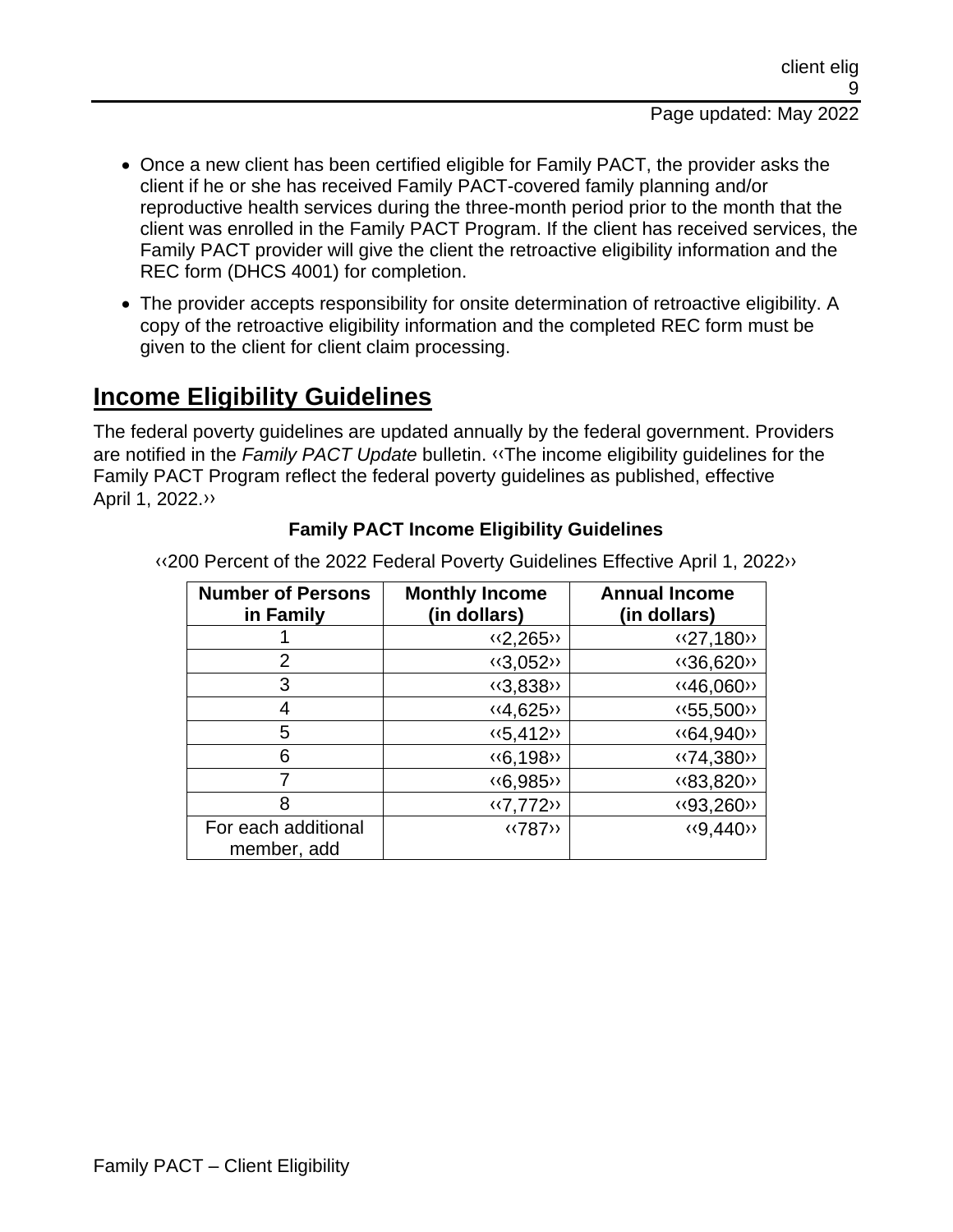- Once a new client has been certified eligible for Family PACT, the provider asks the client if he or she has received Family PACT-covered family planning and/or reproductive health services during the three-month period prior to the month that the client was enrolled in the Family PACT Program. If the client has received services, the Family PACT provider will give the client the retroactive eligibility information and the REC form (DHCS 4001) for completion.
- The provider accepts responsibility for onsite determination of retroactive eligibility. A copy of the retroactive eligibility information and the completed REC form must be given to the client for client claim processing.

## Income Eligibility Guidelines

The federal poverty guidelines are updated annually by the federal government. Providers are notified in the *Family PACT Update* bulletin. ‹‹The income eligibility guidelines for the Family PACT Program reflect the federal poverty guidelines as published, effective April 1, 2022.››

**Family PACT Income Eligibility Guidelines**

‹‹200 Percent of the 2022 Federal Poverty Guidelines Effective April 1, 2022››

| Number of Persons in Family | Monthly Income (in dollars) | Annual Income (in dollars) |
|---|---|---|
| 1 | ‹‹2,265›› | ‹‹27,180›› |
| 2 | ‹‹3,052›› | ‹‹36,620›› |
| 3 | ‹‹3,838›› | ‹‹46,060›› |
| 4 | ‹‹4,625›› | ‹‹55,500›› |
| 5 | ‹‹5,412›› | ‹‹64,940›› |
| 6 | ‹‹6,198›› | ‹‹74,380›› |
| 7 | ‹‹6,985›› | ‹‹83,820›› |
| 8 | ‹‹7,772›› | ‹‹93,260›› |
| For each additional member, add | ‹‹787›› | ‹‹9,440›› |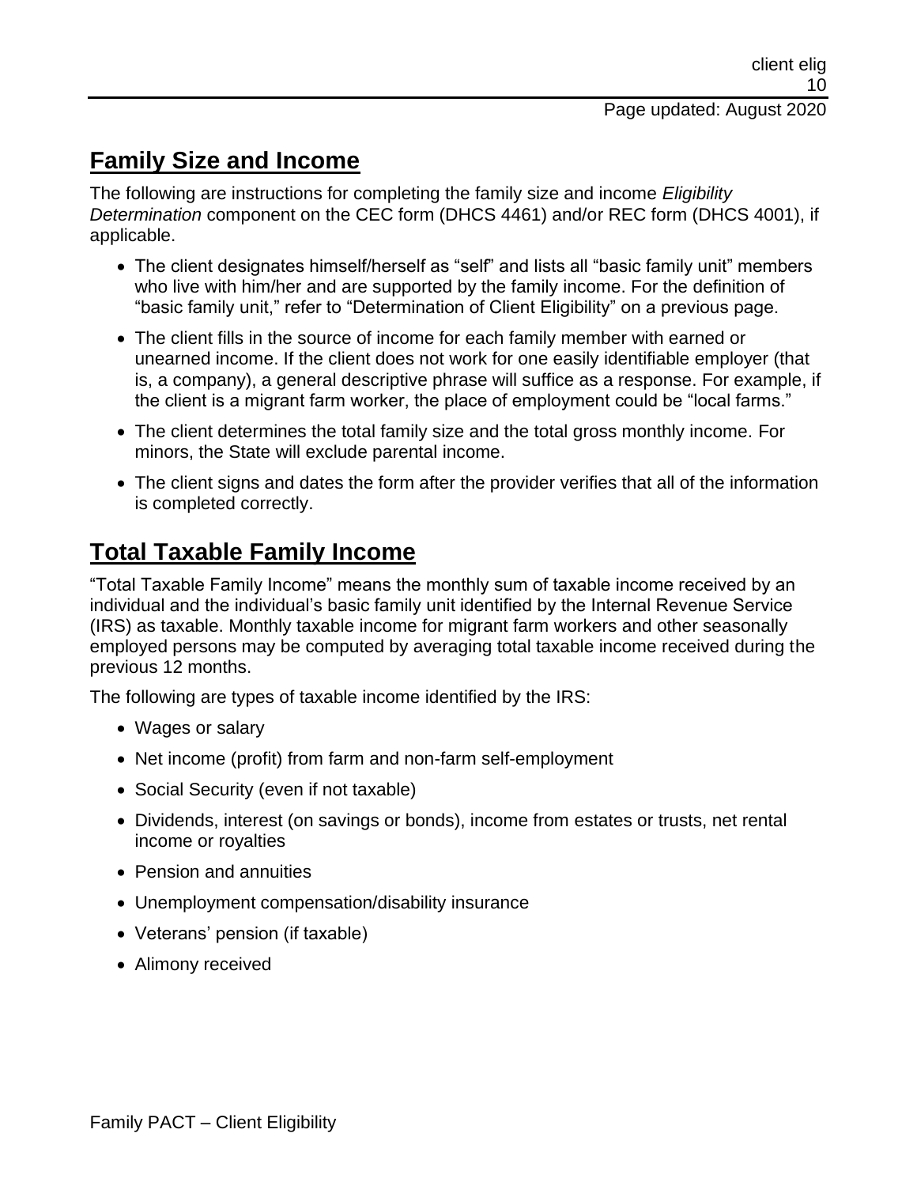## Family Size and Income

The following are instructions for completing the family size and income *Eligibility Determination* component on the CEC form (DHCS 4461) and/or REC form (DHCS 4001), if applicable.

- The client designates himself/herself as "self" and lists all "basic family unit" members who live with him/her and are supported by the family income. For the definition of "basic family unit," refer to "Determination of Client Eligibility" on a previous page.
- The client fills in the source of income for each family member with earned or unearned income. If the client does not work for one easily identifiable employer (that is, a company), a general descriptive phrase will suffice as a response. For example, if the client is a migrant farm worker, the place of employment could be "local farms."
- The client determines the total family size and the total gross monthly income. For minors, the State will exclude parental income.
- The client signs and dates the form after the provider verifies that all of the information is completed correctly.

## Total Taxable Family Income

"Total Taxable Family Income" means the monthly sum of taxable income received by an individual and the individual's basic family unit identified by the Internal Revenue Service (IRS) as taxable. Monthly taxable income for migrant farm workers and other seasonally employed persons may be computed by averaging total taxable income received during the previous 12 months.

The following are types of taxable income identified by the IRS:

- Wages or salary
- Net income (profit) from farm and non-farm self-employment
- Social Security (even if not taxable)
- Dividends, interest (on savings or bonds), income from estates or trusts, net rental income or royalties
- Pension and annuities
- Unemployment compensation/disability insurance
- Veterans' pension (if taxable)
- Alimony received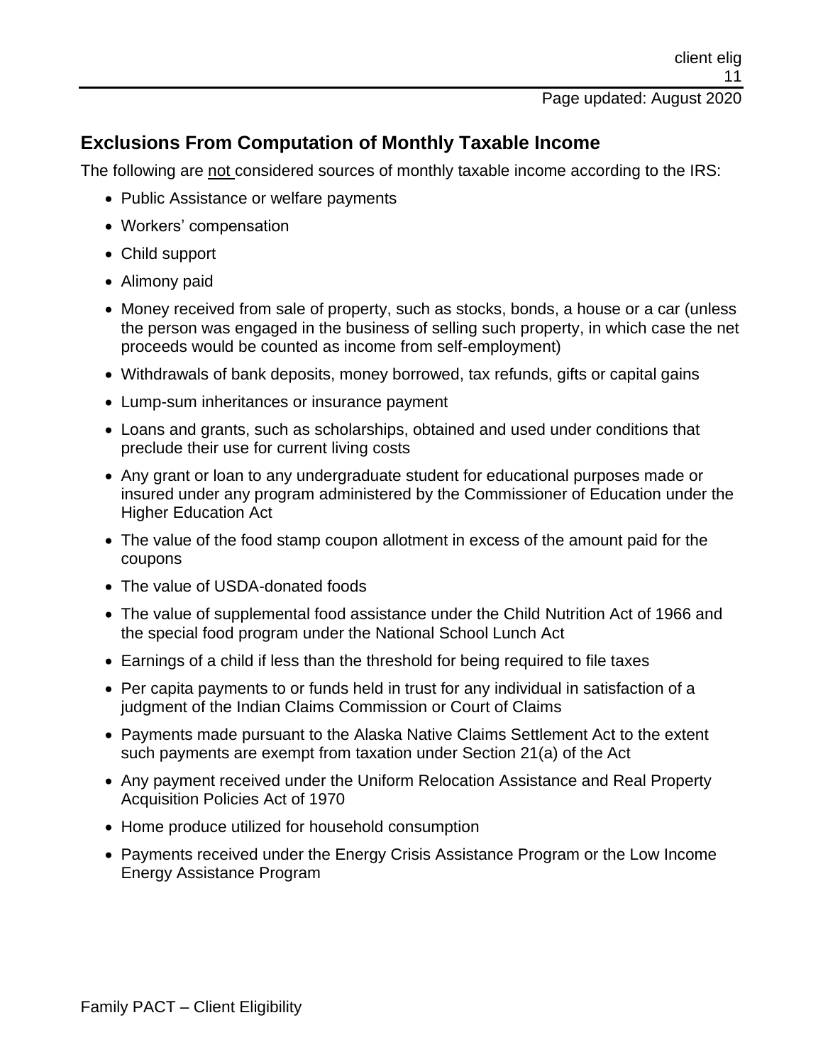## Exclusions From Computation of Monthly Taxable Income

The following are not considered sources of monthly taxable income according to the IRS:

- Public Assistance or welfare payments
- Workers' compensation
- Child support
- Alimony paid
- Money received from sale of property, such as stocks, bonds, a house or a car (unless the person was engaged in the business of selling such property, in which case the net proceeds would be counted as income from self-employment)
- Withdrawals of bank deposits, money borrowed, tax refunds, gifts or capital gains
- Lump-sum inheritances or insurance payment
- Loans and grants, such as scholarships, obtained and used under conditions that preclude their use for current living costs
- Any grant or loan to any undergraduate student for educational purposes made or insured under any program administered by the Commissioner of Education under the Higher Education Act
- The value of the food stamp coupon allotment in excess of the amount paid for the coupons
- The value of USDA-donated foods
- The value of supplemental food assistance under the Child Nutrition Act of 1966 and the special food program under the National School Lunch Act
- Earnings of a child if less than the threshold for being required to file taxes
- Per capita payments to or funds held in trust for any individual in satisfaction of a judgment of the Indian Claims Commission or Court of Claims
- Payments made pursuant to the Alaska Native Claims Settlement Act to the extent such payments are exempt from taxation under Section 21(a) of the Act
- Any payment received under the Uniform Relocation Assistance and Real Property Acquisition Policies Act of 1970
- Home produce utilized for household consumption
- Payments received under the Energy Crisis Assistance Program or the Low Income Energy Assistance Program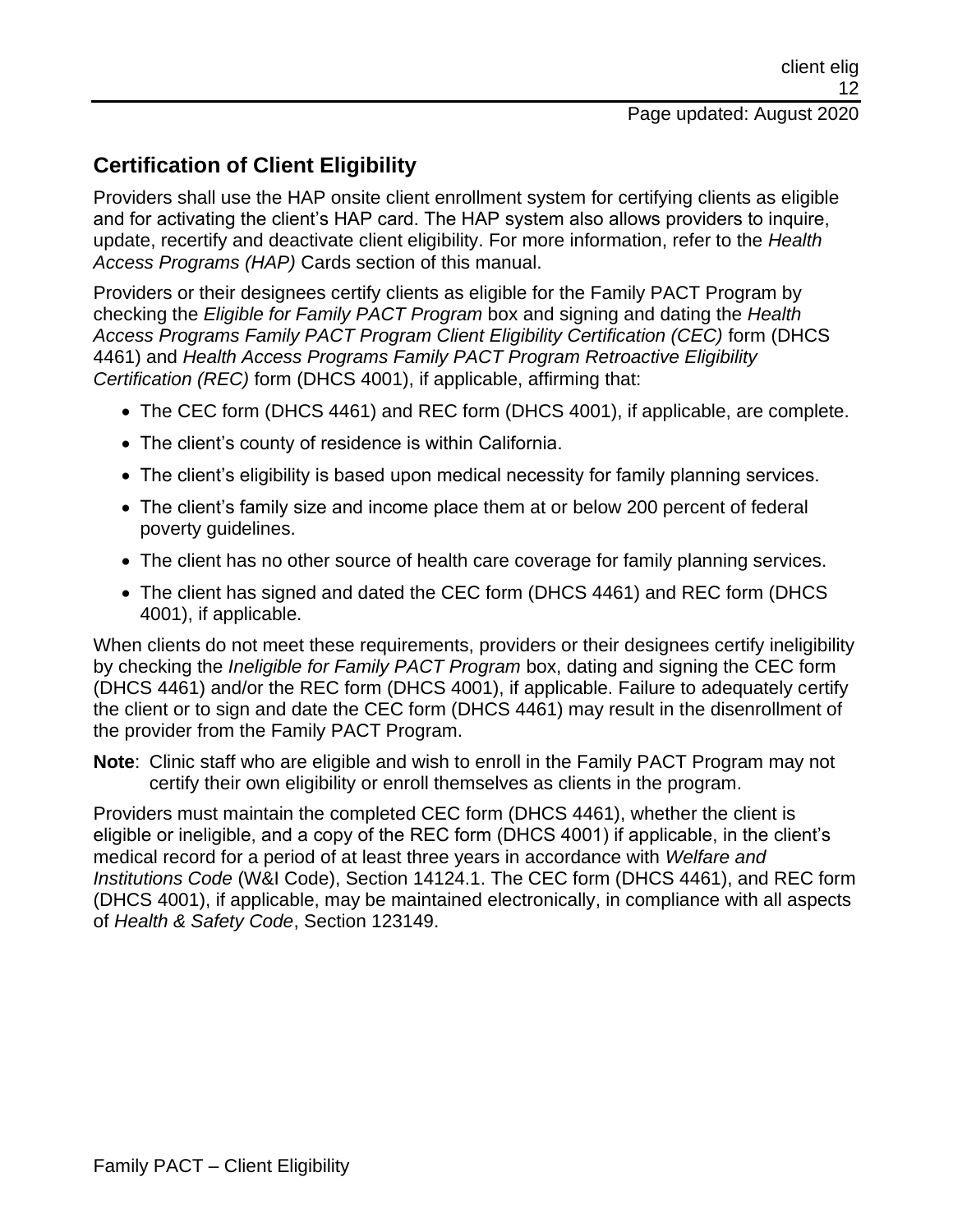## Certification of Client Eligibility

Providers shall use the HAP onsite client enrollment system for certifying clients as eligible and for activating the client's HAP card. The HAP system also allows providers to inquire, update, recertify and deactivate client eligibility. For more information, refer to the *Health Access Programs (HAP)* Cards section of this manual.

Providers or their designees certify clients as eligible for the Family PACT Program by checking the *Eligible for Family PACT Program* box and signing and dating the *Health Access Programs Family PACT Program Client Eligibility Certification (CEC)* form (DHCS 4461) and *Health Access Programs Family PACT Program Retroactive Eligibility Certification (REC)* form (DHCS 4001), if applicable, affirming that:

- The CEC form (DHCS 4461) and REC form (DHCS 4001), if applicable, are complete.
- The client's county of residence is within California.
- The client's eligibility is based upon medical necessity for family planning services.
- The client's family size and income place them at or below 200 percent of federal poverty guidelines.
- The client has no other source of health care coverage for family planning services.
- The client has signed and dated the CEC form (DHCS 4461) and REC form (DHCS 4001), if applicable.

When clients do not meet these requirements, providers or their designees certify ineligibility by checking the *Ineligible for Family PACT Program* box, dating and signing the CEC form (DHCS 4461) and/or the REC form (DHCS 4001), if applicable. Failure to adequately certify the client or to sign and date the CEC form (DHCS 4461) may result in the disenrollment of the provider from the Family PACT Program.

**Note**: Clinic staff who are eligible and wish to enroll in the Family PACT Program may not certify their own eligibility or enroll themselves as clients in the program.

Providers must maintain the completed CEC form (DHCS 4461), whether the client is eligible or ineligible, and a copy of the REC form (DHCS 4001) if applicable, in the client's medical record for a period of at least three years in accordance with *Welfare and Institutions Code* (W&I Code), Section 14124.1. The CEC form (DHCS 4461), and REC form (DHCS 4001), if applicable, may be maintained electronically, in compliance with all aspects of *Health & Safety Code*, Section 123149.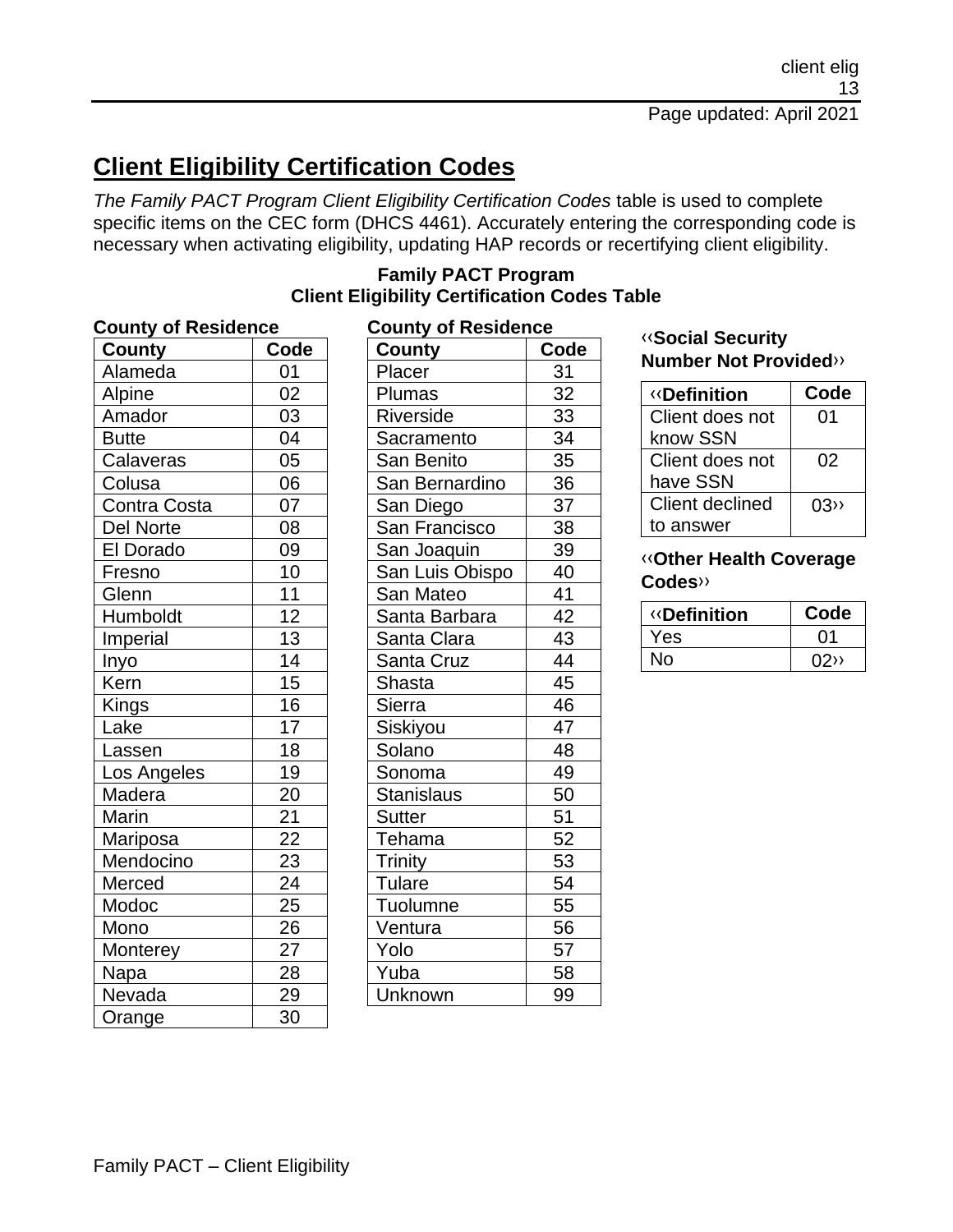# Client Eligibility Certification Codes

*The Family PACT Program Client Eligibility Certification Codes* table is used to complete specific items on the CEC form (DHCS 4461). Accurately entering the corresponding code is necessary when activating eligibility, updating HAP records or recertifying client eligibility.

**Family PACT Program**
**Client Eligibility Certification Codes Table**

**County of Residence**

| County | Code |
|---|---|
| Alameda | 01 |
| Alpine | 02 |
| Amador | 03 |
| Butte | 04 |
| Calaveras | 05 |
| Colusa | 06 |
| Contra Costa | 07 |
| Del Norte | 08 |
| El Dorado | 09 |
| Fresno | 10 |
| Glenn | 11 |
| Humboldt | 12 |
| Imperial | 13 |
| Inyo | 14 |
| Kern | 15 |
| Kings | 16 |
| Lake | 17 |
| Lassen | 18 |
| Los Angeles | 19 |
| Madera | 20 |
| Marin | 21 |
| Mariposa | 22 |
| Mendocino | 23 |
| Merced | 24 |
| Modoc | 25 |
| Mono | 26 |
| Monterey | 27 |
| Napa | 28 |
| Nevada | 29 |
| Orange | 30 |

**County of Residence**

| County | Code |
|---|---|
| Placer | 31 |
| Plumas | 32 |
| Riverside | 33 |
| Sacramento | 34 |
| San Benito | 35 |
| San Bernardino | 36 |
| San Diego | 37 |
| San Francisco | 38 |
| San Joaquin | 39 |
| San Luis Obispo | 40 |
| San Mateo | 41 |
| Santa Barbara | 42 |
| Santa Clara | 43 |
| Santa Cruz | 44 |
| Shasta | 45 |
| Sierra | 46 |
| Siskiyou | 47 |
| Solano | 48 |
| Sonoma | 49 |
| Stanislaus | 50 |
| Sutter | 51 |
| Tehama | 52 |
| Trinity | 53 |
| Tulare | 54 |
| Tuolumne | 55 |
| Ventura | 56 |
| Yolo | 57 |
| Yuba | 58 |
| Unknown | 99 |

**‹‹Social Security Number Not Provided››**

| ‹‹Definition | Code |
|---|---|
| Client does not know SSN | 01 |
| Client does not have SSN | 02 |
| Client declined to answer | 03›› |

**‹‹Other Health Coverage Codes››**

| ‹‹Definition | Code |
|---|---|
| Yes | 01 |
| No | 02›› |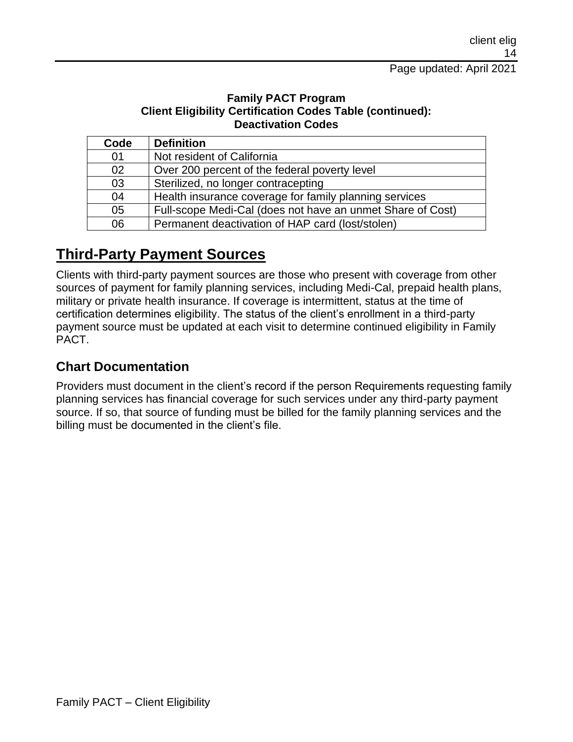**Family PACT Program**
**Client Eligibility Certification Codes Table (continued):**
**Deactivation Codes**

| Code | Definition |
| --- | --- |
| 01 | Not resident of California |
| 02 | Over 200 percent of the federal poverty level |
| 03 | Sterilized, no longer contracepting |
| 04 | Health insurance coverage for family planning services |
| 05 | Full-scope Medi-Cal (does not have an unmet Share of Cost) |
| 06 | Permanent deactivation of HAP card (lost/stolen) |

# Third-Party Payment Sources

Clients with third-party payment sources are those who present with coverage from other sources of payment for family planning services, including Medi-Cal, prepaid health plans, military or private health insurance. If coverage is intermittent, status at the time of certification determines eligibility. The status of the client's enrollment in a third-party payment source must be updated at each visit to determine continued eligibility in Family PACT.

## Chart Documentation

Providers must document in the client's record if the person Requirements requesting family planning services has financial coverage for such services under any third-party payment source. If so, that source of funding must be billed for the family planning services and the billing must be documented in the client's file.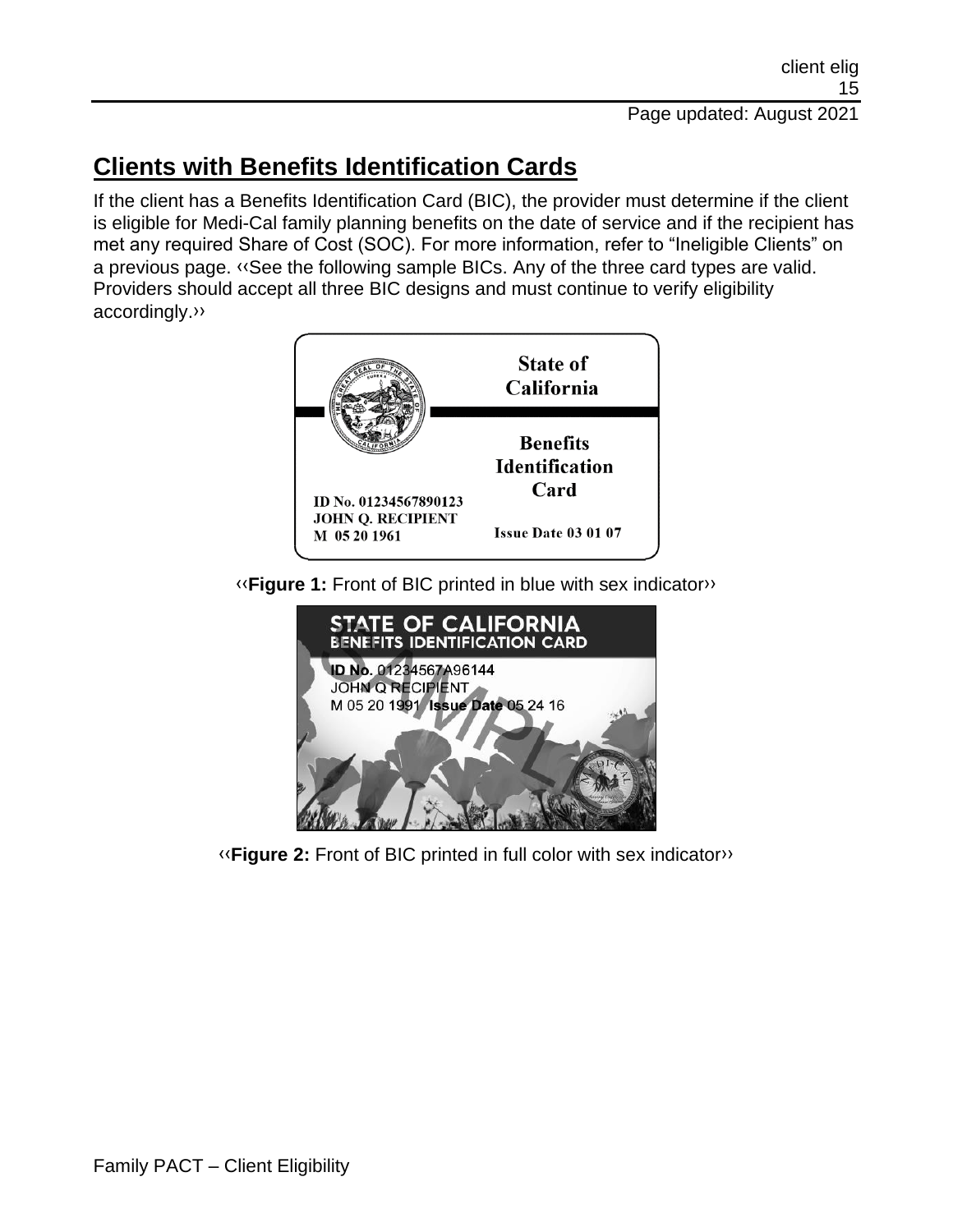## Clients with Benefits Identification Cards

If the client has a Benefits Identification Card (BIC), the provider must determine if the client is eligible for Medi-Cal family planning benefits on the date of service and if the recipient has met any required Share of Cost (SOC). For more information, refer to "Ineligible Clients" on a previous page. ‹‹See the following sample BICs. Any of the three card types are valid. Providers should accept all three BIC designs and must continue to verify eligibility accordingly.››

‹‹**Figure 1:** Front of BIC printed in blue with sex indicator››

‹‹**Figure 2:** Front of BIC printed in full color with sex indicator››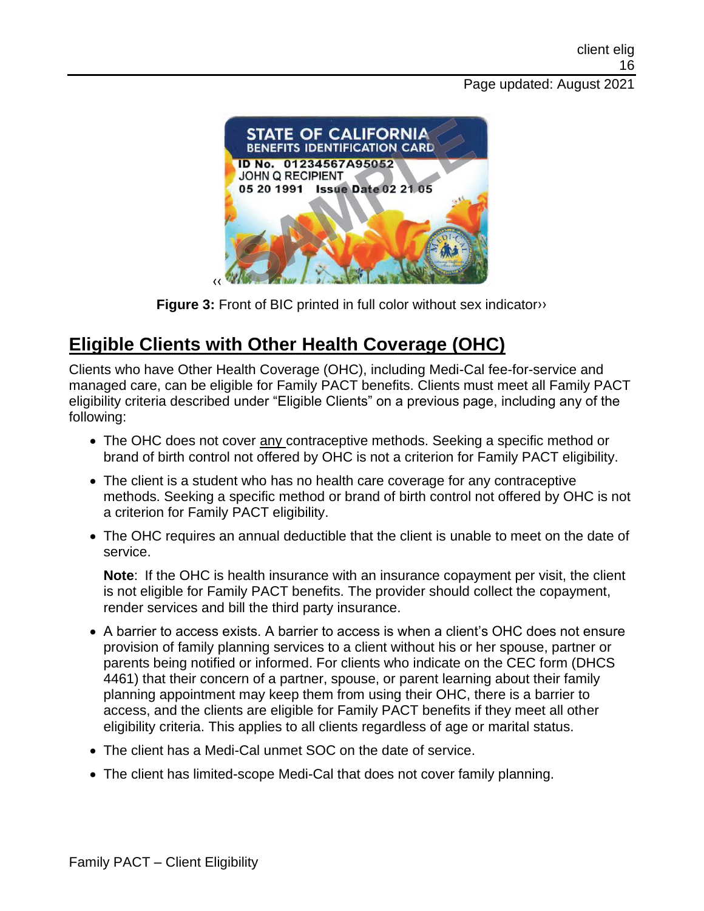‹‹

**Figure 3:** Front of BIC printed in full color without sex indicator››

## Eligible Clients with Other Health Coverage (OHC)

Clients who have Other Health Coverage (OHC), including Medi-Cal fee-for-service and managed care, can be eligible for Family PACT benefits. Clients must meet all Family PACT eligibility criteria described under "Eligible Clients" on a previous page, including any of the following:

- The OHC does not cover any contraceptive methods. Seeking a specific method or brand of birth control not offered by OHC is not a criterion for Family PACT eligibility.
- The client is a student who has no health care coverage for any contraceptive methods. Seeking a specific method or brand of birth control not offered by OHC is not a criterion for Family PACT eligibility.
- The OHC requires an annual deductible that the client is unable to meet on the date of service.

  **Note**: If the OHC is health insurance with an insurance copayment per visit, the client is not eligible for Family PACT benefits. The provider should collect the copayment, render services and bill the third party insurance.

- A barrier to access exists. A barrier to access is when a client's OHC does not ensure provision of family planning services to a client without his or her spouse, partner or parents being notified or informed. For clients who indicate on the CEC form (DHCS 4461) that their concern of a partner, spouse, or parent learning about their family planning appointment may keep them from using their OHC, there is a barrier to access, and the clients are eligible for Family PACT benefits if they meet all other eligibility criteria. This applies to all clients regardless of age or marital status.
- The client has a Medi-Cal unmet SOC on the date of service.
- The client has limited-scope Medi-Cal that does not cover family planning.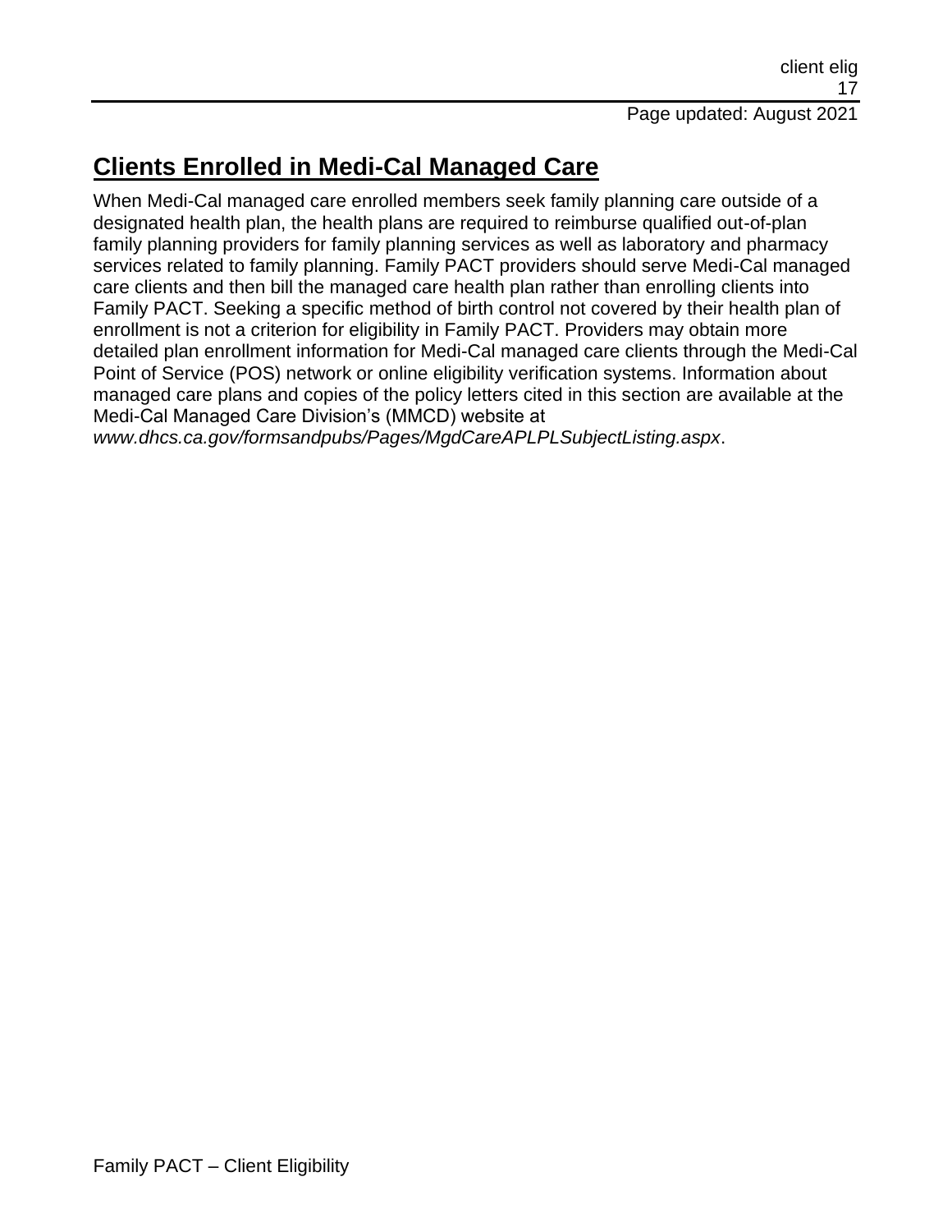## Clients Enrolled in Medi-Cal Managed Care

When Medi-Cal managed care enrolled members seek family planning care outside of a designated health plan, the health plans are required to reimburse qualified out-of-plan family planning providers for family planning services as well as laboratory and pharmacy services related to family planning. Family PACT providers should serve Medi-Cal managed care clients and then bill the managed care health plan rather than enrolling clients into Family PACT. Seeking a specific method of birth control not covered by their health plan of enrollment is not a criterion for eligibility in Family PACT. Providers may obtain more detailed plan enrollment information for Medi-Cal managed care clients through the Medi-Cal Point of Service (POS) network or online eligibility verification systems. Information about managed care plans and copies of the policy letters cited in this section are available at the Medi-Cal Managed Care Division's (MMCD) website at *www.dhcs.ca.gov/formsandpubs/Pages/MgdCareAPLPLSubjectListing.aspx*.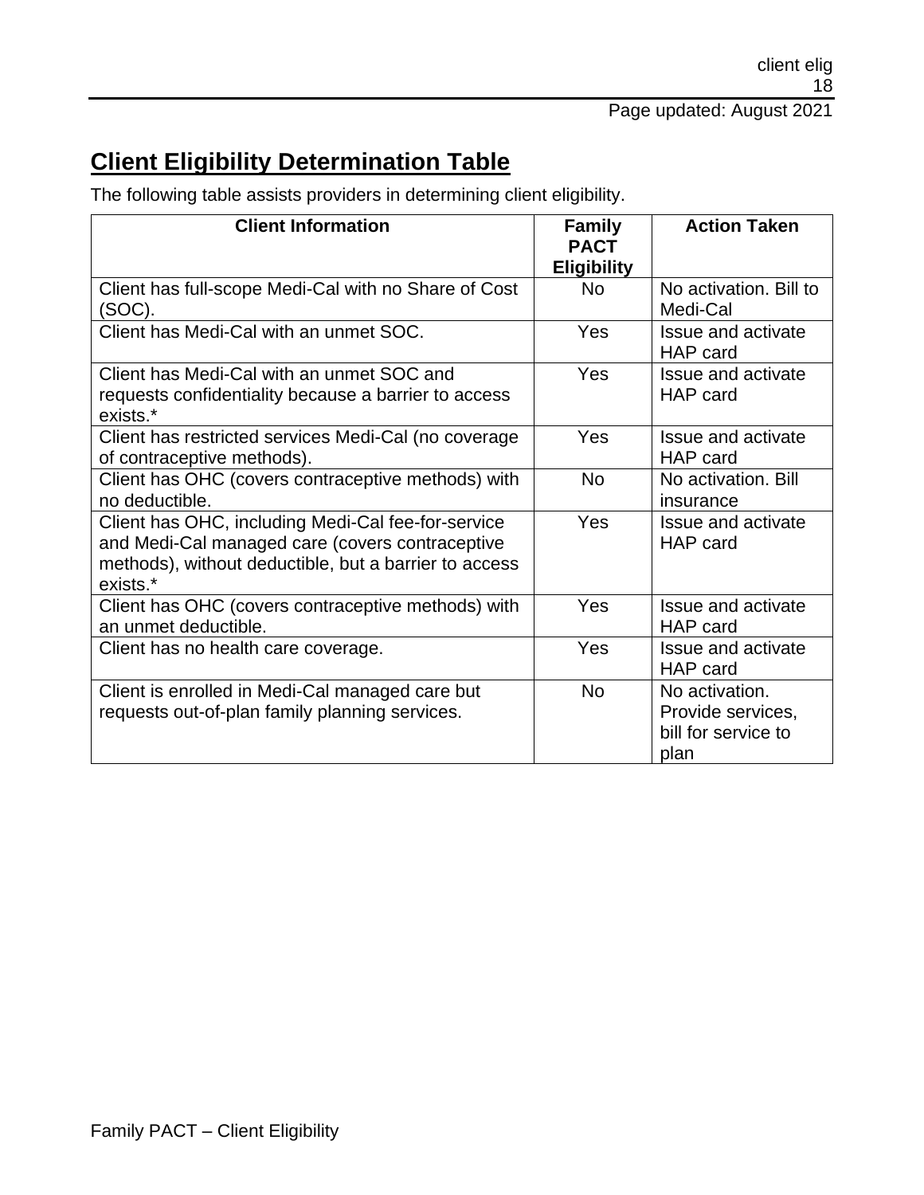## Client Eligibility Determination Table

The following table assists providers in determining client eligibility.

| Client Information | Family PACT Eligibility | Action Taken |
|---|---|---|
| Client has full-scope Medi-Cal with no Share of Cost (SOC). | No | No activation. Bill to Medi-Cal |
| Client has Medi-Cal with an unmet SOC. | Yes | Issue and activate HAP card |
| Client has Medi-Cal with an unmet SOC and requests confidentiality because a barrier to access exists.* | Yes | Issue and activate HAP card |
| Client has restricted services Medi-Cal (no coverage of contraceptive methods). | Yes | Issue and activate HAP card |
| Client has OHC (covers contraceptive methods) with no deductible. | No | No activation. Bill insurance |
| Client has OHC, including Medi-Cal fee-for-service and Medi-Cal managed care (covers contraceptive methods), without deductible, but a barrier to access exists.* | Yes | Issue and activate HAP card |
| Client has OHC (covers contraceptive methods) with an unmet deductible. | Yes | Issue and activate HAP card |
| Client has no health care coverage. | Yes | Issue and activate HAP card |
| Client is enrolled in Medi-Cal managed care but requests out-of-plan family planning services. | No | No activation. Provide services, bill for service to plan |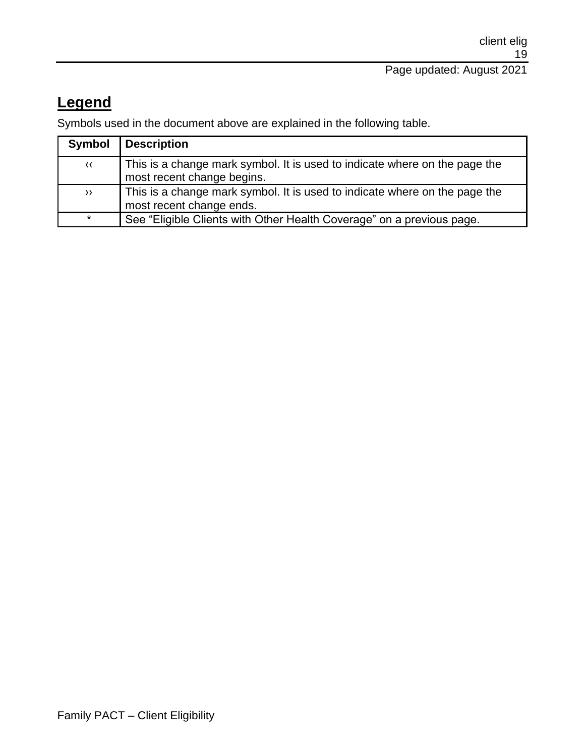## Legend

Symbols used in the document above are explained in the following table.

| Symbol | Description |
|---|---|
| ‹‹ | This is a change mark symbol. It is used to indicate where on the page the most recent change begins. |
| ›› | This is a change mark symbol. It is used to indicate where on the page the most recent change ends. |
| * | See "Eligible Clients with Other Health Coverage" on a previous page. |